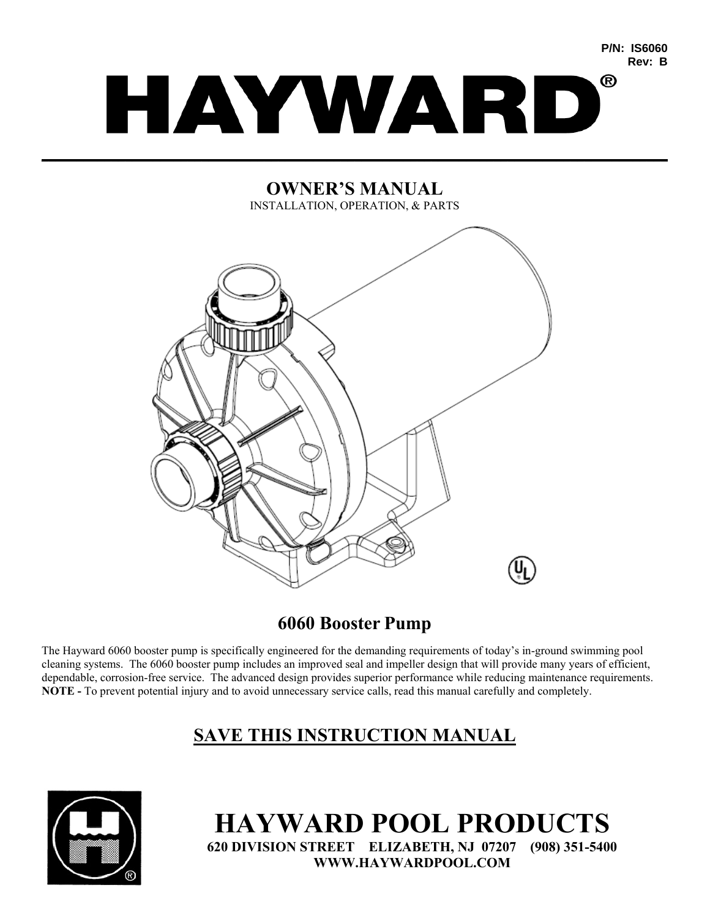P/N: IS6060
Rev: B

# HAYWARD®

## OWNER'S MANUAL

INSTALLATION, OPERATION, & PARTS

## 6060 Booster Pump

The Hayward 6060 booster pump is specifically engineered for the demanding requirements of today's in-ground swimming pool cleaning systems. The 6060 booster pump includes an improved seal and impeller design that will provide many years of efficient, dependable, corrosion-free service. The advanced design provides superior performance while reducing maintenance requirements. **NOTE -** To prevent potential injury and to avoid unnecessary service calls, read this manual carefully and completely.

## SAVE THIS INSTRUCTION MANUAL

# HAYWARD POOL PRODUCTS

**620 DIVISION STREET ELIZABETH, NJ 07207 (908) 351-5400**
**WWW.HAYWARDPOOL.COM**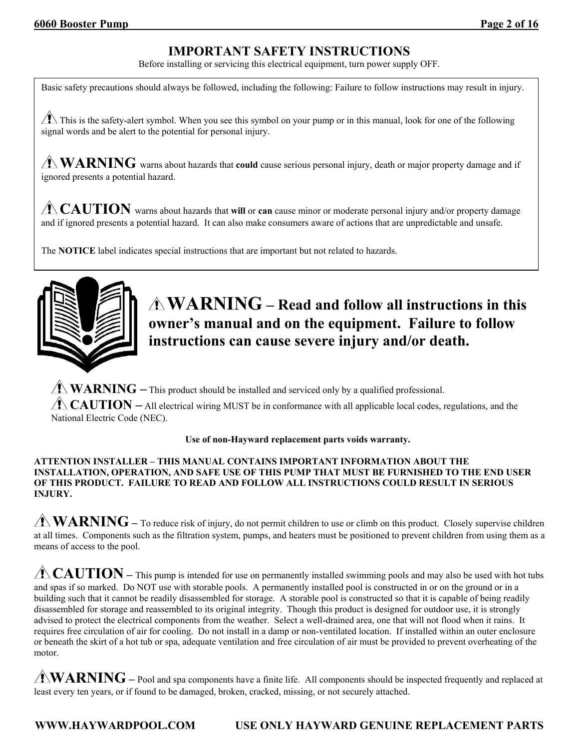# IMPORTANT SAFETY INSTRUCTIONS

Before installing or servicing this electrical equipment, turn power supply OFF.

Basic safety precautions should always be followed, including the following: Failure to follow instructions may result in injury.

⚠ This is the safety-alert symbol. When you see this symbol on your pump or in this manual, look for one of the following signal words and be alert to the potential for personal injury.

⚠ **WARNING** warns about hazards that **could** cause serious personal injury, death or major property damage and if ignored presents a potential hazard.

⚠ **CAUTION** warns about hazards that **will** or **can** cause minor or moderate personal injury and/or property damage and if ignored presents a potential hazard. It can also make consumers aware of actions that are unpredictable and unsafe.

The **NOTICE** label indicates special instructions that are important but not related to hazards.

⚠ **WARNING – Read and follow all instructions in this owner's manual and on the equipment. Failure to follow instructions can cause severe injury and/or death.**

⚠ **WARNING** – This product should be installed and serviced only by a qualified professional.

⚠ **CAUTION** – All electrical wiring MUST be in conformance with all applicable local codes, regulations, and the National Electric Code (NEC).

**Use of non-Hayward replacement parts voids warranty.**

**ATTENTION INSTALLER – THIS MANUAL CONTAINS IMPORTANT INFORMATION ABOUT THE INSTALLATION, OPERATION, AND SAFE USE OF THIS PUMP THAT MUST BE FURNISHED TO THE END USER OF THIS PRODUCT. FAILURE TO READ AND FOLLOW ALL INSTRUCTIONS COULD RESULT IN SERIOUS INJURY.**

⚠ **WARNING** – To reduce risk of injury, do not permit children to use or climb on this product. Closely supervise children at all times. Components such as the filtration system, pumps, and heaters must be positioned to prevent children from using them as a means of access to the pool.

⚠ **CAUTION** – This pump is intended for use on permanently installed swimming pools and may also be used with hot tubs and spas if so marked. Do NOT use with storable pools. A permanently installed pool is constructed in or on the ground or in a building such that it cannot be readily disassembled for storage. A storable pool is constructed so that it is capable of being readily disassembled for storage and reassembled to its original integrity. Though this product is designed for outdoor use, it is strongly advised to protect the electrical components from the weather. Select a well-drained area, one that will not flood when it rains. It requires free circulation of air for cooling. Do not install in a damp or non-ventilated location. If installed within an outer enclosure or beneath the skirt of a hot tub or spa, adequate ventilation and free circulation of air must be provided to prevent overheating of the motor.

⚠ **WARNING** – Pool and spa components have a finite life. All components should be inspected frequently and replaced at least every ten years, or if found to be damaged, broken, cracked, missing, or not securely attached.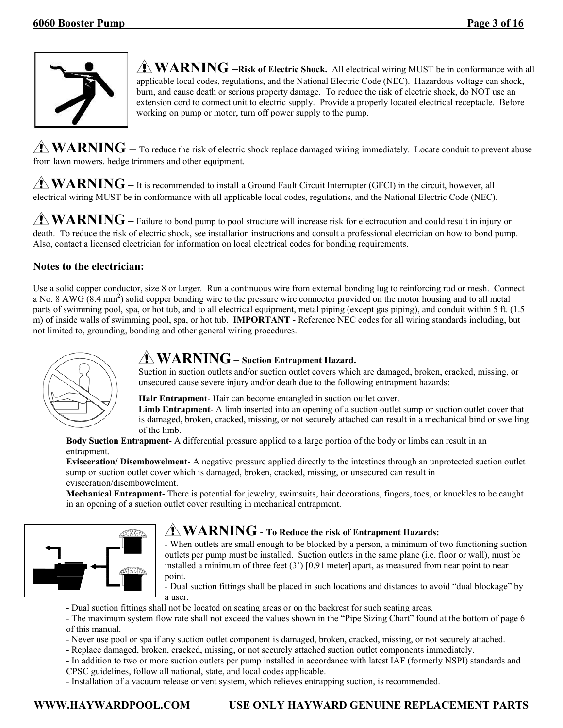**⚠ WARNING –Risk of Electric Shock.** All electrical wiring MUST be in conformance with all applicable local codes, regulations, and the National Electric Code (NEC). Hazardous voltage can shock, burn, and cause death or serious property damage. To reduce the risk of electric shock, do NOT use an extension cord to connect unit to electric supply. Provide a properly located electrical receptacle. Before working on pump or motor, turn off power supply to the pump.

**⚠ WARNING –** To reduce the risk of electric shock replace damaged wiring immediately. Locate conduit to prevent abuse from lawn mowers, hedge trimmers and other equipment.

**⚠ WARNING –** It is recommended to install a Ground Fault Circuit Interrupter (GFCI) in the circuit, however, all electrical wiring MUST be in conformance with all applicable local codes, regulations, and the National Electric Code (NEC).

**⚠ WARNING –** Failure to bond pump to pool structure will increase risk for electrocution and could result in injury or death. To reduce the risk of electric shock, see installation instructions and consult a professional electrician on how to bond pump. Also, contact a licensed electrician for information on local electrical codes for bonding requirements.

**Notes to the electrician:**

Use a solid copper conductor, size 8 or larger. Run a continuous wire from external bonding lug to reinforcing rod or mesh. Connect a No. 8 AWG (8.4 $mm^2$) solid copper bonding wire to the pressure wire connector provided on the motor housing and to all metal parts of swimming pool, spa, or hot tub, and to all electrical equipment, metal piping (except gas piping), and conduit within 5 ft. (1.5 m) of inside walls of swimming pool, spa, or hot tub. **IMPORTANT -** Reference NEC codes for all wiring standards including, but not limited to, grounding, bonding and other general wiring procedures.

**⚠ WARNING – Suction Entrapment Hazard.**
Suction in suction outlets and/or suction outlet covers which are damaged, broken, cracked, missing, or unsecured cause severe injury and/or death due to the following entrapment hazards:

**Hair Entrapment**- Hair can become entangled in suction outlet cover.
**Limb Entrapment**- A limb inserted into an opening of a suction outlet sump or suction outlet cover that is damaged, broken, cracked, missing, or not securely attached can result in a mechanical bind or swelling of the limb.
**Body Suction Entrapment**- A differential pressure applied to a large portion of the body or limbs can result in an entrapment.
**Evisceration/ Disembowelment**- A negative pressure applied directly to the intestines through an unprotected suction outlet sump or suction outlet cover which is damaged, broken, cracked, missing, or unsecured can result in evisceration/disembowelment.
**Mechanical Entrapment**- There is potential for jewelry, swimsuits, hair decorations, fingers, toes, or knuckles to be caught in an opening of a suction outlet cover resulting in mechanical entrapment.

**⚠ WARNING - To Reduce the risk of Entrapment Hazards:**

- When outlets are small enough to be blocked by a person, a minimum of two functioning suction outlets per pump must be installed. Suction outlets in the same plane (i.e. floor or wall), must be installed a minimum of three feet (3') [0.91 meter] apart, as measured from near point to near point.
- Dual suction fittings shall be placed in such locations and distances to avoid "dual blockage" by a user.
- Dual suction fittings shall not be located on seating areas or on the backrest for such seating areas.
- The maximum system flow rate shall not exceed the values shown in the "Pipe Sizing Chart" found at the bottom of page 6 of this manual.
- Never use pool or spa if any suction outlet component is damaged, broken, cracked, missing, or not securely attached.
- Replace damaged, broken, cracked, missing, or not securely attached suction outlet components immediately.
- In addition to two or more suction outlets per pump installed in accordance with latest IAF (formerly NSPI) standards and CPSC guidelines, follow all national, state, and local codes applicable.
- Installation of a vacuum release or vent system, which relieves entrapping suction, is recommended.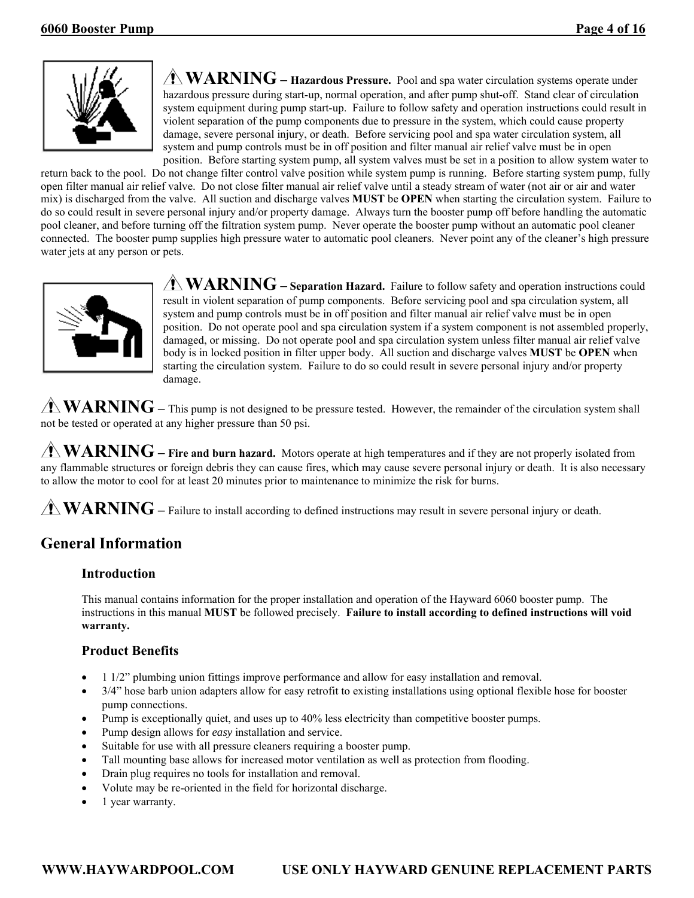⚠ **WARNING – Hazardous Pressure.** Pool and spa water circulation systems operate under hazardous pressure during start-up, normal operation, and after pump shut-off. Stand clear of circulation system equipment during pump start-up. Failure to follow safety and operation instructions could result in violent separation of the pump components due to pressure in the system, which could cause property damage, severe personal injury, or death. Before servicing pool and spa water circulation system, all system and pump controls must be in off position and filter manual air relief valve must be in open position. Before starting system pump, all system valves must be set in a position to allow system water to return back to the pool. Do not change filter control valve position while system pump is running. Before starting system pump, fully open filter manual air relief valve. Do not close filter manual air relief valve until a steady stream of water (not air or air and water mix) is discharged from the valve. All suction and discharge valves **MUST** be **OPEN** when starting the circulation system. Failure to do so could result in severe personal injury and/or property damage. Always turn the booster pump off before handling the automatic pool cleaner, and before turning off the filtration system pump. Never operate the booster pump without an automatic pool cleaner connected. The booster pump supplies high pressure water to automatic pool cleaners. Never point any of the cleaner's high pressure water jets at any person or pets.

⚠ **WARNING – Separation Hazard.** Failure to follow safety and operation instructions could result in violent separation of pump components. Before servicing pool and spa circulation system, all system and pump controls must be in off position and filter manual air relief valve must be in open position. Do not operate pool and spa circulation system if a system component is not assembled properly, damaged, or missing. Do not operate pool and spa circulation system unless filter manual air relief valve body is in locked position in filter upper body. All suction and discharge valves **MUST** be **OPEN** when starting the circulation system. Failure to do so could result in severe personal injury and/or property damage.

⚠ **WARNING –** This pump is not designed to be pressure tested. However, the remainder of the circulation system shall not be tested or operated at any higher pressure than 50 psi.

⚠ **WARNING – Fire and burn hazard.** Motors operate at high temperatures and if they are not properly isolated from any flammable structures or foreign debris they can cause fires, which may cause severe personal injury or death. It is also necessary to allow the motor to cool for at least 20 minutes prior to maintenance to minimize the risk for burns.

⚠ **WARNING –** Failure to install according to defined instructions may result in severe personal injury or death.

## General Information

### Introduction

This manual contains information for the proper installation and operation of the Hayward 6060 booster pump. The instructions in this manual **MUST** be followed precisely. **Failure to install according to defined instructions will void warranty.**

### Product Benefits

- 1 1/2" plumbing union fittings improve performance and allow for easy installation and removal.
- 3/4" hose barb union adapters allow for easy retrofit to existing installations using optional flexible hose for booster pump connections.
- Pump is exceptionally quiet, and uses up to 40% less electricity than competitive booster pumps.
- Pump design allows for *easy* installation and service.
- Suitable for use with all pressure cleaners requiring a booster pump.
- Tall mounting base allows for increased motor ventilation as well as protection from flooding.
- Drain plug requires no tools for installation and removal.
- Volute may be re-oriented in the field for horizontal discharge.
- 1 year warranty.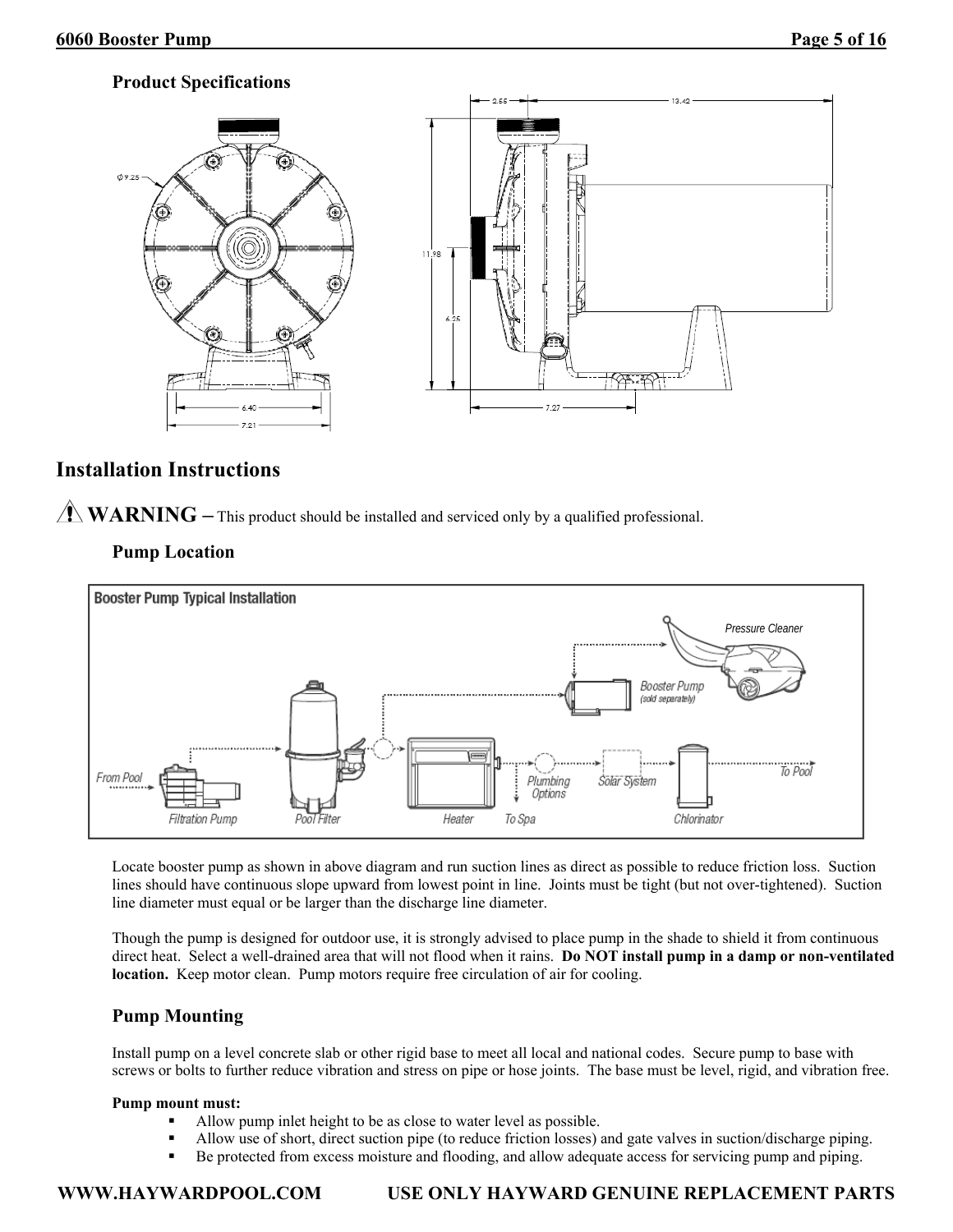### Product Specifications

## Installation Instructions

⚠ **WARNING –** This product should be installed and serviced only by a qualified professional.

### Pump Location

Locate booster pump as shown in above diagram and run suction lines as direct as possible to reduce friction loss. Suction lines should have continuous slope upward from lowest point in line. Joints must be tight (but not over-tightened). Suction line diameter must equal or be larger than the discharge line diameter.

Though the pump is designed for outdoor use, it is strongly advised to place pump in the shade to shield it from continuous direct heat. Select a well-drained area that will not flood when it rains. **Do NOT install pump in a damp or non-ventilated location.** Keep motor clean. Pump motors require free circulation of air for cooling.

### Pump Mounting

Install pump on a level concrete slab or other rigid base to meet all local and national codes. Secure pump to base with screws or bolts to further reduce vibration and stress on pipe or hose joints. The base must be level, rigid, and vibration free.

**Pump mount must:**

- Allow pump inlet height to be as close to water level as possible.
- Allow use of short, direct suction pipe (to reduce friction losses) and gate valves in suction/discharge piping.
- Be protected from excess moisture and flooding, and allow adequate access for servicing pump and piping.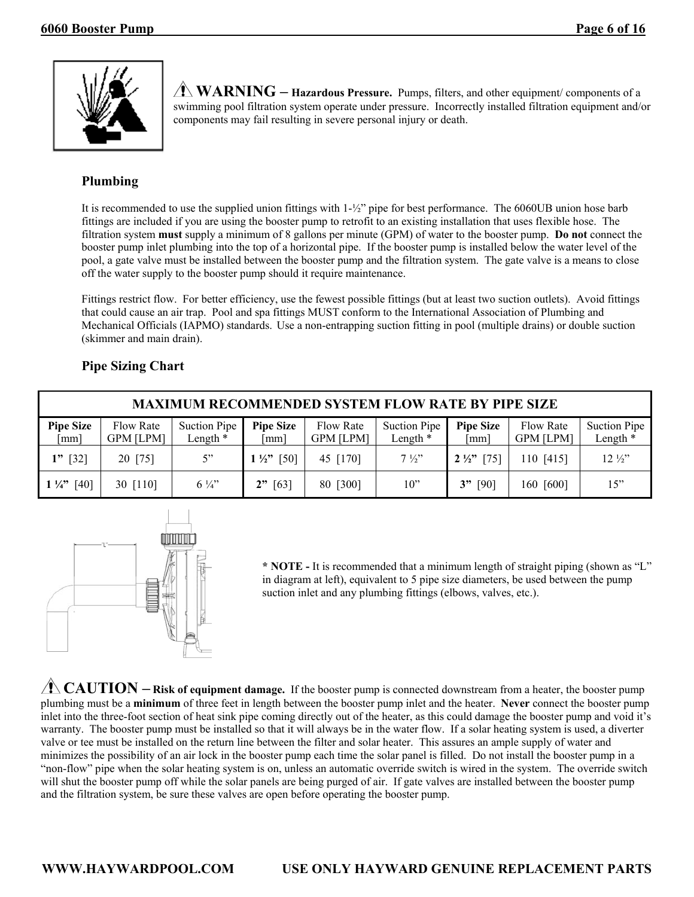⚠ **WARNING – Hazardous Pressure.** Pumps, filters, and other equipment/ components of a swimming pool filtration system operate under pressure. Incorrectly installed filtration equipment and/or components may fail resulting in severe personal injury or death.

### Plumbing

It is recommended to use the supplied union fittings with 1-½" pipe for best performance. The 6060UB union hose barb fittings are included if you are using the booster pump to retrofit to an existing installation that uses flexible hose. The filtration system **must** supply a minimum of 8 gallons per minute (GPM) of water to the booster pump. **Do not** connect the booster pump inlet plumbing into the top of a horizontal pipe. If the booster pump is installed below the water level of the pool, a gate valve must be installed between the booster pump and the filtration system. The gate valve is a means to close off the water supply to the booster pump should it require maintenance.

Fittings restrict flow. For better efficiency, use the fewest possible fittings (but at least two suction outlets). Avoid fittings that could cause an air trap. Pool and spa fittings MUST conform to the International Association of Plumbing and Mechanical Officials (IAPMO) standards. Use a non-entrapping suction fitting in pool (multiple drains) or double suction (skimmer and main drain).

### Pipe Sizing Chart

| MAXIMUM RECOMMENDED SYSTEM FLOW RATE BY PIPE SIZE | | | | | | | | |
|---|---|---|---|---|---|---|---|---|
| **Pipe Size** [mm] | Flow Rate GPM [LPM] | Suction Pipe Length * | **Pipe Size** [mm] | Flow Rate GPM [LPM] | Suction Pipe Length * | **Pipe Size** [mm] | Flow Rate GPM [LPM] | Suction Pipe Length * |
| **1"** [32] | 20 [75] | 5" | **1 ½"** [50] | 45 [170] | 7 ½" | **2 ½"** [75] | 110 [415] | 12 ½" |
| **1 ¼"** [40] | 30 [110] | 6 ¼" | **2"** [63] | 80 [300] | 10" | **3"** [90] | 160 [600] | 15" |

**\* NOTE -** It is recommended that a minimum length of straight piping (shown as "L" in diagram at left), equivalent to 5 pipe size diameters, be used between the pump suction inlet and any plumbing fittings (elbows, valves, etc.).

⚠ **CAUTION – Risk of equipment damage.** If the booster pump is connected downstream from a heater, the booster pump plumbing must be a **minimum** of three feet in length between the booster pump inlet and the heater. **Never** connect the booster pump inlet into the three-foot section of heat sink pipe coming directly out of the heater, as this could damage the booster pump and void it's warranty. The booster pump must be installed so that it will always be in the water flow. If a solar heating system is used, a diverter valve or tee must be installed on the return line between the filter and solar heater. This assures an ample supply of water and minimizes the possibility of an air lock in the booster pump each time the solar panel is filled. Do not install the booster pump in a "non-flow" pipe when the solar heating system is on, unless an automatic override switch is wired in the system. The override switch will shut the booster pump off while the solar panels are being purged of air. If gate valves are installed between the booster pump and the filtration system, be sure these valves are open before operating the booster pump.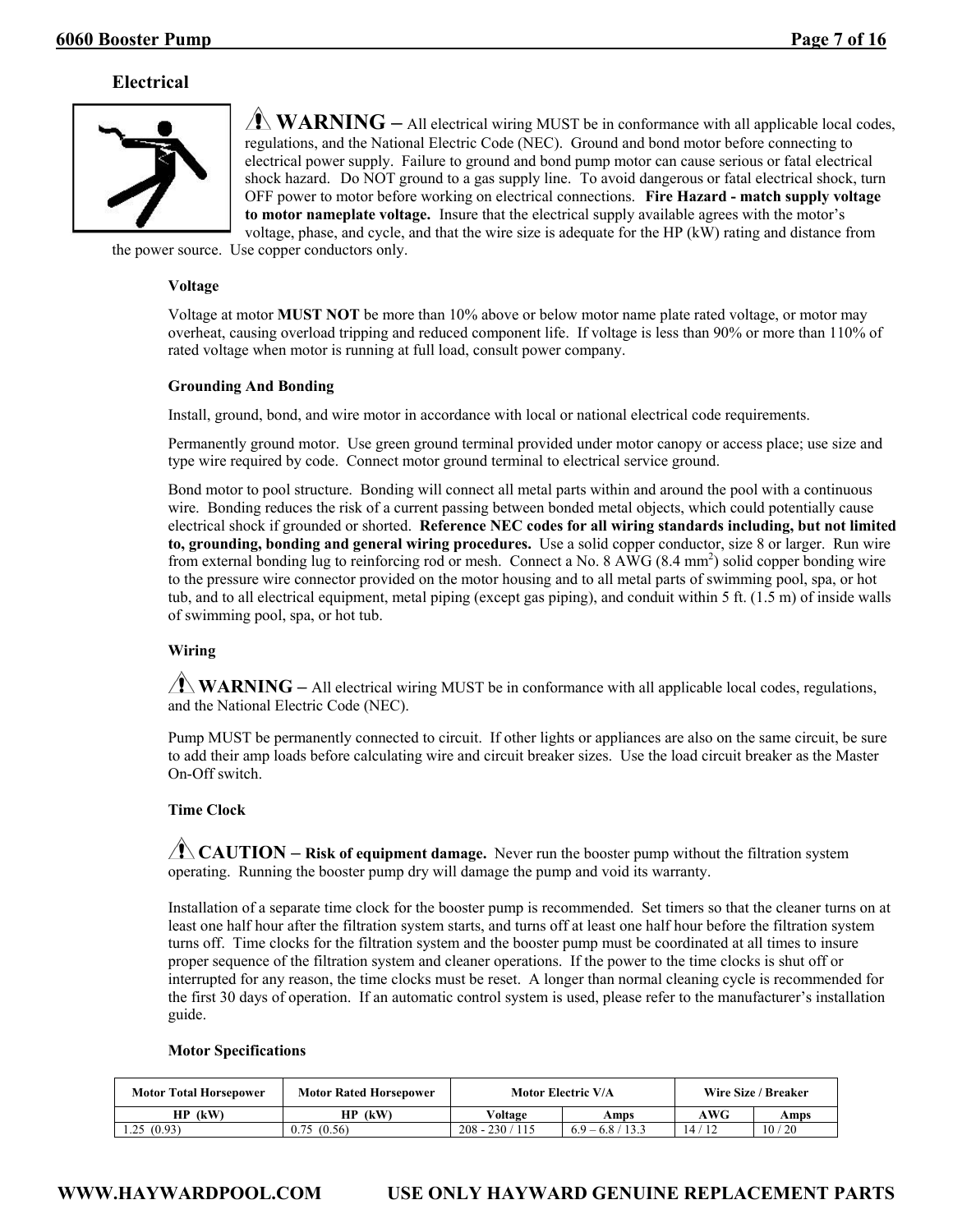## Electrical

⚠ **WARNING –** All electrical wiring MUST be in conformance with all applicable local codes, regulations, and the National Electric Code (NEC). Ground and bond motor before connecting to electrical power supply. Failure to ground and bond pump motor can cause serious or fatal electrical shock hazard. Do NOT ground to a gas supply line. To avoid dangerous or fatal electrical shock, turn OFF power to motor before working on electrical connections. **Fire Hazard - match supply voltage to motor nameplate voltage.** Insure that the electrical supply available agrees with the motor's voltage, phase, and cycle, and that the wire size is adequate for the HP (kW) rating and distance from the power source. Use copper conductors only.

### Voltage

Voltage at motor **MUST NOT** be more than 10% above or below motor name plate rated voltage, or motor may overheat, causing overload tripping and reduced component life. If voltage is less than 90% or more than 110% of rated voltage when motor is running at full load, consult power company.

### Grounding And Bonding

Install, ground, bond, and wire motor in accordance with local or national electrical code requirements.

Permanently ground motor. Use green ground terminal provided under motor canopy or access place; use size and type wire required by code. Connect motor ground terminal to electrical service ground.

Bond motor to pool structure. Bonding will connect all metal parts within and around the pool with a continuous wire. Bonding reduces the risk of a current passing between bonded metal objects, which could potentially cause electrical shock if grounded or shorted. **Reference NEC codes for all wiring standards including, but not limited to, grounding, bonding and general wiring procedures.** Use a solid copper conductor, size 8 or larger. Run wire from external bonding lug to reinforcing rod or mesh. Connect a No. 8 AWG (8.4 mm$^2$) solid copper bonding wire to the pressure wire connector provided on the motor housing and to all metal parts of swimming pool, spa, or hot tub, and to all electrical equipment, metal piping (except gas piping), and conduit within 5 ft. (1.5 m) of inside walls of swimming pool, spa, or hot tub.

### Wiring

⚠ **WARNING –** All electrical wiring MUST be in conformance with all applicable local codes, regulations, and the National Electric Code (NEC).

Pump MUST be permanently connected to circuit. If other lights or appliances are also on the same circuit, be sure to add their amp loads before calculating wire and circuit breaker sizes. Use the load circuit breaker as the Master On-Off switch.

### Time Clock

⚠ **CAUTION – Risk of equipment damage.** Never run the booster pump without the filtration system operating. Running the booster pump dry will damage the pump and void its warranty.

Installation of a separate time clock for the booster pump is recommended. Set timers so that the cleaner turns on at least one half hour after the filtration system starts, and turns off at least one half hour before the filtration system turns off. Time clocks for the filtration system and the booster pump must be coordinated at all times to insure proper sequence of the filtration system and cleaner operations. If the power to the time clocks is shut off or interrupted for any reason, the time clocks must be reset. A longer than normal cleaning cycle is recommended for the first 30 days of operation. If an automatic control system is used, please refer to the manufacturer's installation guide.

### Motor Specifications

| Motor Total Horsepower | Motor Rated Horsepower | Motor Electric V/A | | Wire Size / Breaker | |
|---|---|---|---|---|---|
| HP (kW) | HP (kW) | Voltage | Amps | AWG | Amps |
| 1.25 (0.93) | 0.75 (0.56) | 208 - 230 / 115 | 6.9 – 6.8 / 13.3 | 14 / 12 | 10 / 20 |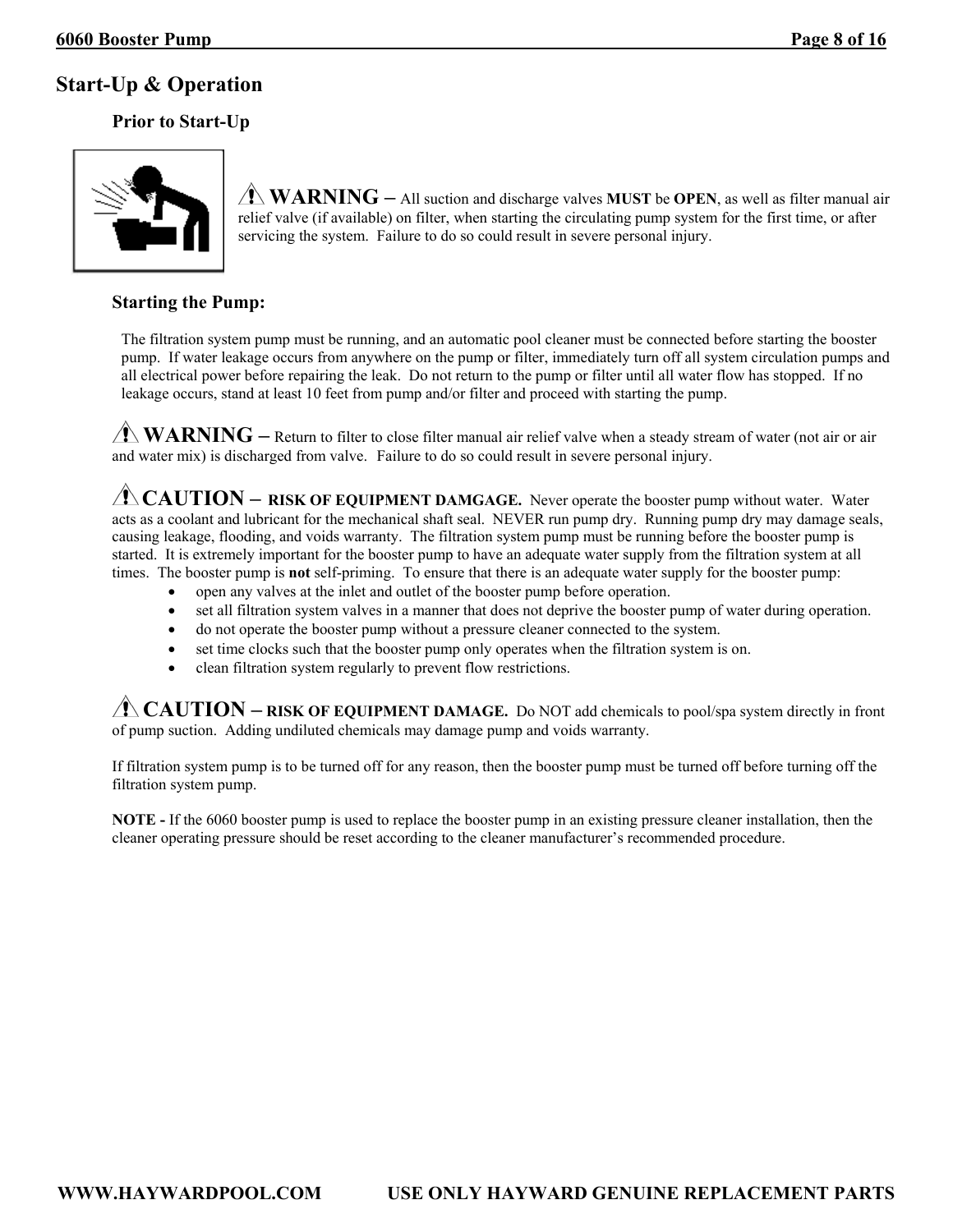## Start-Up & Operation

### Prior to Start-Up

⚠ **WARNING** – All suction and discharge valves **MUST** be **OPEN**, as well as filter manual air relief valve (if available) on filter, when starting the circulating pump system for the first time, or after servicing the system. Failure to do so could result in severe personal injury.

### Starting the Pump:

The filtration system pump must be running, and an automatic pool cleaner must be connected before starting the booster pump. If water leakage occurs from anywhere on the pump or filter, immediately turn off all system circulation pumps and all electrical power before repairing the leak. Do not return to the pump or filter until all water flow has stopped. If no leakage occurs, stand at least 10 feet from pump and/or filter and proceed with starting the pump.

⚠ **WARNING** – Return to filter to close filter manual air relief valve when a steady stream of water (not air or air and water mix) is discharged from valve. Failure to do so could result in severe personal injury.

⚠ **CAUTION** – **RISK OF EQUIPMENT DAMGAGE.** Never operate the booster pump without water. Water acts as a coolant and lubricant for the mechanical shaft seal. NEVER run pump dry. Running pump dry may damage seals, causing leakage, flooding, and voids warranty. The filtration system pump must be running before the booster pump is started. It is extremely important for the booster pump to have an adequate water supply from the filtration system at all times. The booster pump is **not** self-priming. To ensure that there is an adequate water supply for the booster pump:

- open any valves at the inlet and outlet of the booster pump before operation.
- set all filtration system valves in a manner that does not deprive the booster pump of water during operation.
- do not operate the booster pump without a pressure cleaner connected to the system.
- set time clocks such that the booster pump only operates when the filtration system is on.
- clean filtration system regularly to prevent flow restrictions.

⚠ **CAUTION** – **RISK OF EQUIPMENT DAMAGE.** Do NOT add chemicals to pool/spa system directly in front of pump suction. Adding undiluted chemicals may damage pump and voids warranty.

If filtration system pump is to be turned off for any reason, then the booster pump must be turned off before turning off the filtration system pump.

**NOTE -** If the 6060 booster pump is used to replace the booster pump in an existing pressure cleaner installation, then the cleaner operating pressure should be reset according to the cleaner manufacturer's recommended procedure.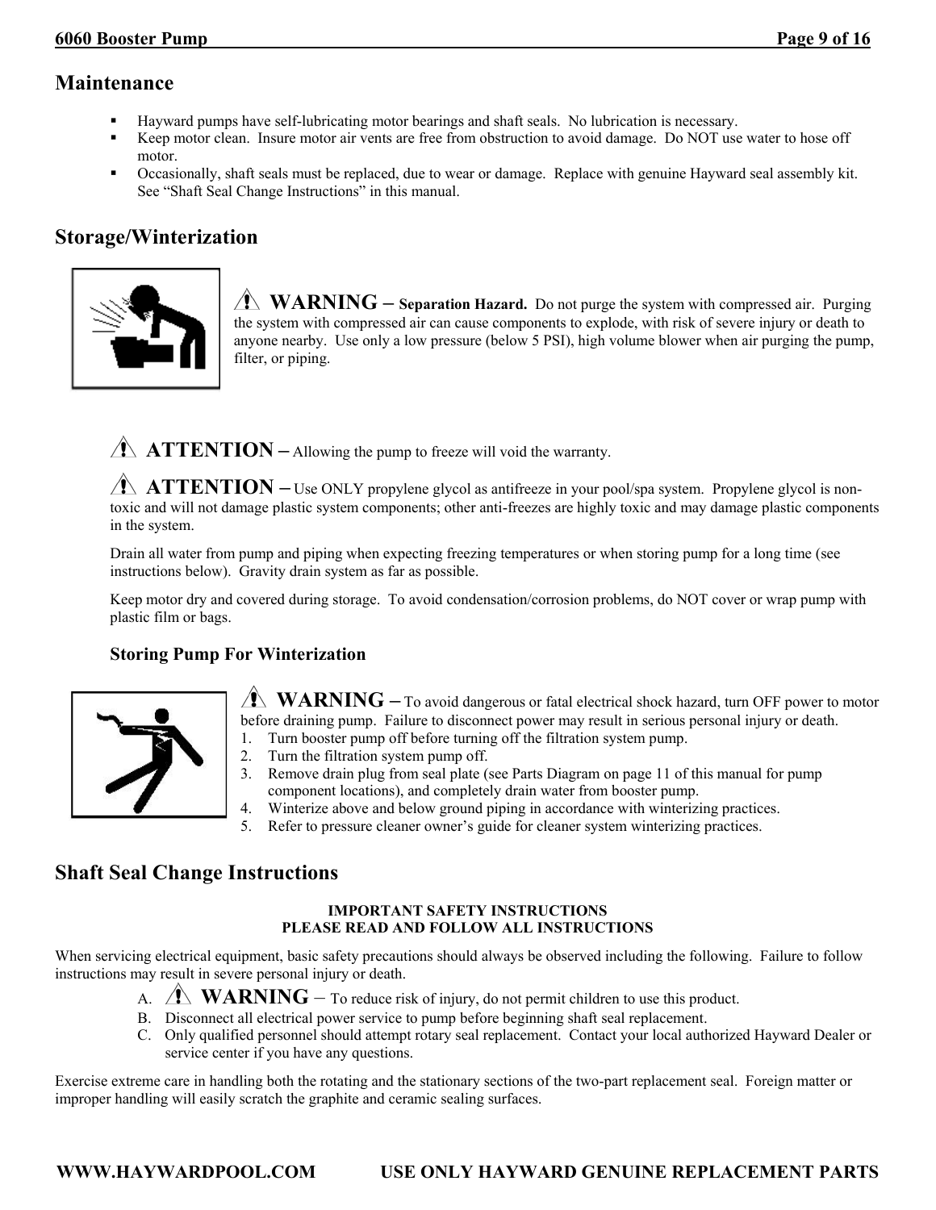## Maintenance

- Hayward pumps have self-lubricating motor bearings and shaft seals. No lubrication is necessary.
- Keep motor clean. Insure motor air vents are free from obstruction to avoid damage. Do NOT use water to hose off motor.
- Occasionally, shaft seals must be replaced, due to wear or damage. Replace with genuine Hayward seal assembly kit. See "Shaft Seal Change Instructions" in this manual.

## Storage/Winterization

⚠ **WARNING – Separation Hazard.** Do not purge the system with compressed air. Purging the system with compressed air can cause components to explode, with risk of severe injury or death to anyone nearby. Use only a low pressure (below 5 PSI), high volume blower when air purging the pump, filter, or piping.

⚠ **ATTENTION –** Allowing the pump to freeze will void the warranty.

⚠ **ATTENTION –** Use ONLY propylene glycol as antifreeze in your pool/spa system. Propylene glycol is non-toxic and will not damage plastic system components; other anti-freezes are highly toxic and may damage plastic components in the system.

Drain all water from pump and piping when expecting freezing temperatures or when storing pump for a long time (see instructions below). Gravity drain system as far as possible.

Keep motor dry and covered during storage. To avoid condensation/corrosion problems, do NOT cover or wrap pump with plastic film or bags.

### Storing Pump For Winterization

⚠ **WARNING –** To avoid dangerous or fatal electrical shock hazard, turn OFF power to motor before draining pump. Failure to disconnect power may result in serious personal injury or death.

1. Turn booster pump off before turning off the filtration system pump.
2. Turn the filtration system pump off.
3. Remove drain plug from seal plate (see Parts Diagram on page 11 of this manual for pump component locations), and completely drain water from booster pump.
4. Winterize above and below ground piping in accordance with winterizing practices.
5. Refer to pressure cleaner owner's guide for cleaner system winterizing practices.

## Shaft Seal Change Instructions

**IMPORTANT SAFETY INSTRUCTIONS**
**PLEASE READ AND FOLLOW ALL INSTRUCTIONS**

When servicing electrical equipment, basic safety precautions should always be observed including the following. Failure to follow instructions may result in severe personal injury or death.

A. ⚠ **WARNING –** To reduce risk of injury, do not permit children to use this product.
B. Disconnect all electrical power service to pump before beginning shaft seal replacement.
C. Only qualified personnel should attempt rotary seal replacement. Contact your local authorized Hayward Dealer or service center if you have any questions.

Exercise extreme care in handling both the rotating and the stationary sections of the two-part replacement seal. Foreign matter or improper handling will easily scratch the graphite and ceramic sealing surfaces.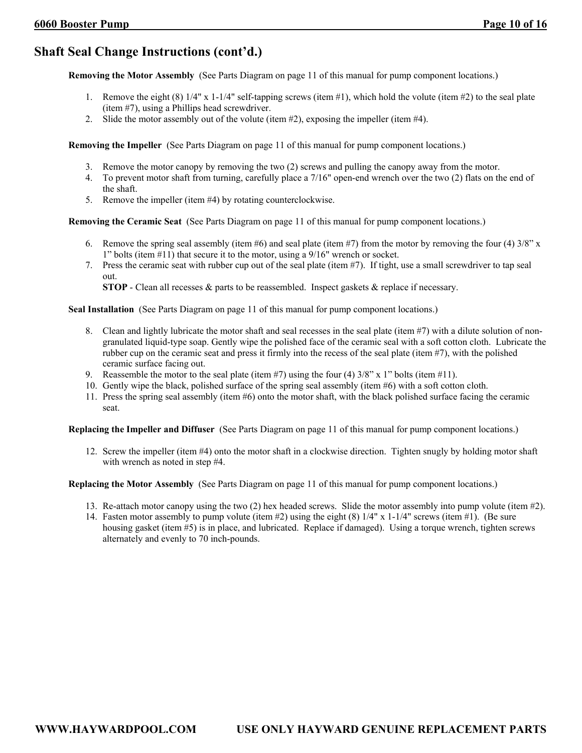## Shaft Seal Change Instructions (cont'd.)

**Removing the Motor Assembly** (See Parts Diagram on page 11 of this manual for pump component locations.)

1. Remove the eight (8) 1/4" x 1-1/4" self-tapping screws (item #1), which hold the volute (item #2) to the seal plate (item #7), using a Phillips head screwdriver.
2. Slide the motor assembly out of the volute (item #2), exposing the impeller (item #4).

**Removing the Impeller** (See Parts Diagram on page 11 of this manual for pump component locations.)

3. Remove the motor canopy by removing the two (2) screws and pulling the canopy away from the motor.
4. To prevent motor shaft from turning, carefully place a 7/16" open-end wrench over the two (2) flats on the end of the shaft.
5. Remove the impeller (item #4) by rotating counterclockwise.

**Removing the Ceramic Seat** (See Parts Diagram on page 11 of this manual for pump component locations.)

6. Remove the spring seal assembly (item #6) and seal plate (item #7) from the motor by removing the four (4) 3/8" x 1" bolts (item #11) that secure it to the motor, using a 9/16" wrench or socket.
7. Press the ceramic seat with rubber cup out of the seal plate (item #7). If tight, use a small screwdriver to tap seal out.
   **STOP** - Clean all recesses & parts to be reassembled. Inspect gaskets & replace if necessary.

**Seal Installation** (See Parts Diagram on page 11 of this manual for pump component locations.)

8. Clean and lightly lubricate the motor shaft and seal recesses in the seal plate (item #7) with a dilute solution of non-granulated liquid-type soap. Gently wipe the polished face of the ceramic seal with a soft cotton cloth. Lubricate the rubber cup on the ceramic seat and press it firmly into the recess of the seal plate (item #7), with the polished ceramic surface facing out.
9. Reassemble the motor to the seal plate (item #7) using the four (4) 3/8" x 1" bolts (item #11).
10. Gently wipe the black, polished surface of the spring seal assembly (item #6) with a soft cotton cloth.
11. Press the spring seal assembly (item #6) onto the motor shaft, with the black polished surface facing the ceramic seat.

**Replacing the Impeller and Diffuser** (See Parts Diagram on page 11 of this manual for pump component locations.)

12. Screw the impeller (item #4) onto the motor shaft in a clockwise direction. Tighten snugly by holding motor shaft with wrench as noted in step #4.

**Replacing the Motor Assembly** (See Parts Diagram on page 11 of this manual for pump component locations.)

13. Re-attach motor canopy using the two (2) hex headed screws. Slide the motor assembly into pump volute (item #2).
14. Fasten motor assembly to pump volute (item #2) using the eight (8) 1/4" x 1-1/4" screws (item #1). (Be sure housing gasket (item #5) is in place, and lubricated. Replace if damaged). Using a torque wrench, tighten screws alternately and evenly to 70 inch-pounds.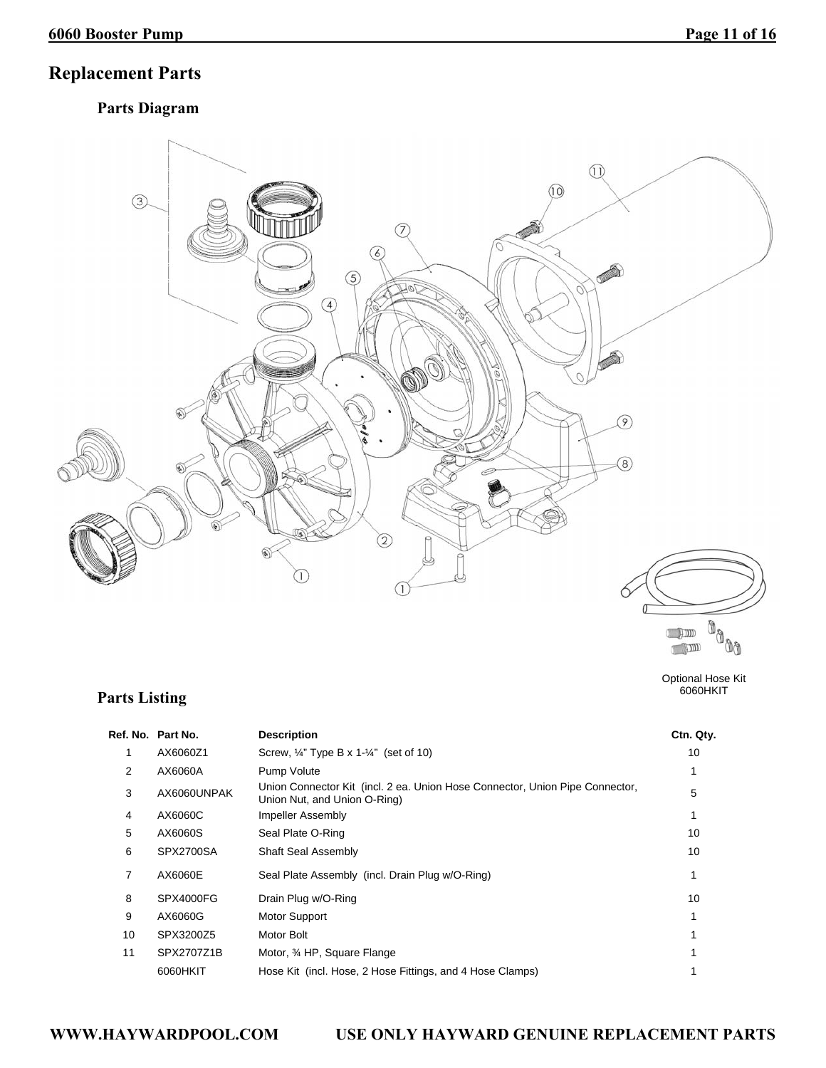# Replacement Parts

## Parts Diagram

Optional Hose Kit
6060HKIT

## Parts Listing

| Ref. No. | Part No. | Description | Ctn. Qty. |
|---|---|---|---|
| 1 | AX6060Z1 | Screw, ¼" Type B x 1-¼" (set of 10) | 10 |
| 2 | AX6060A | Pump Volute | 1 |
| 3 | AX6060UNPAK | Union Connector Kit (incl. 2 ea. Union Hose Connector, Union Pipe Connector, Union Nut, and Union O-Ring) | 5 |
| 4 | AX6060C | Impeller Assembly | 1 |
| 5 | AX6060S | Seal Plate O-Ring | 10 |
| 6 | SPX2700SA | Shaft Seal Assembly | 10 |
| 7 | AX6060E | Seal Plate Assembly (incl. Drain Plug w/O-Ring) | 1 |
| 8 | SPX4000FG | Drain Plug w/O-Ring | 10 |
| 9 | AX6060G | Motor Support | 1 |
| 10 | SPX3200Z5 | Motor Bolt | 1 |
| 11 | SPX2707Z1B | Motor, ¾ HP, Square Flange | 1 |
| | 6060HKIT | Hose Kit (incl. Hose, 2 Hose Fittings, and 4 Hose Clamps) | 1 |

WWW.HAYWARDPOOL.COM USE ONLY HAYWARD GENUINE REPLACEMENT PARTS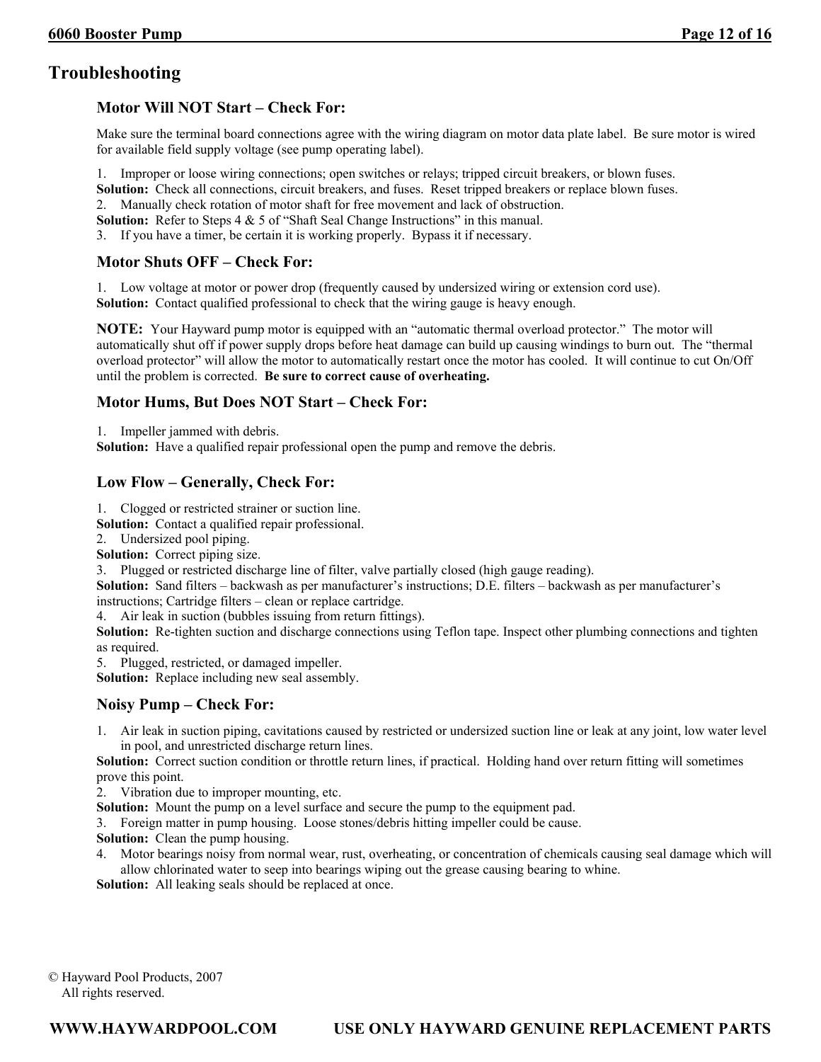# Troubleshooting

### Motor Will NOT Start – Check For:

Make sure the terminal board connections agree with the wiring diagram on motor data plate label. Be sure motor is wired for available field supply voltage (see pump operating label).

1. Improper or loose wiring connections; open switches or relays; tripped circuit breakers, or blown fuses.

**Solution:** Check all connections, circuit breakers, and fuses. Reset tripped breakers or replace blown fuses.

2. Manually check rotation of motor shaft for free movement and lack of obstruction.

**Solution:** Refer to Steps 4 & 5 of "Shaft Seal Change Instructions" in this manual.

3. If you have a timer, be certain it is working properly. Bypass it if necessary.

### Motor Shuts OFF – Check For:

1. Low voltage at motor or power drop (frequently caused by undersized wiring or extension cord use).

**Solution:** Contact qualified professional to check that the wiring gauge is heavy enough.

**NOTE:** Your Hayward pump motor is equipped with an "automatic thermal overload protector." The motor will automatically shut off if power supply drops before heat damage can build up causing windings to burn out. The "thermal overload protector" will allow the motor to automatically restart once the motor has cooled. It will continue to cut On/Off until the problem is corrected. **Be sure to correct cause of overheating.**

### Motor Hums, But Does NOT Start – Check For:

1. Impeller jammed with debris.

**Solution:** Have a qualified repair professional open the pump and remove the debris.

### Low Flow – Generally, Check For:

1. Clogged or restricted strainer or suction line.

**Solution:** Contact a qualified repair professional.

2. Undersized pool piping.

**Solution:** Correct piping size.

3. Plugged or restricted discharge line of filter, valve partially closed (high gauge reading).

**Solution:** Sand filters – backwash as per manufacturer's instructions; D.E. filters – backwash as per manufacturer's instructions; Cartridge filters – clean or replace cartridge.

4. Air leak in suction (bubbles issuing from return fittings).

**Solution:** Re-tighten suction and discharge connections using Teflon tape. Inspect other plumbing connections and tighten as required.

5. Plugged, restricted, or damaged impeller.

**Solution:** Replace including new seal assembly.

### Noisy Pump – Check For:

1. Air leak in suction piping, cavitations caused by restricted or undersized suction line or leak at any joint, low water level in pool, and unrestricted discharge return lines.

**Solution:** Correct suction condition or throttle return lines, if practical. Holding hand over return fitting will sometimes prove this point.

2. Vibration due to improper mounting, etc.

**Solution:** Mount the pump on a level surface and secure the pump to the equipment pad.

3. Foreign matter in pump housing. Loose stones/debris hitting impeller could be cause.

**Solution:** Clean the pump housing.

4. Motor bearings noisy from normal wear, rust, overheating, or concentration of chemicals causing seal damage which will allow chlorinated water to seep into bearings wiping out the grease causing bearing to whine.

**Solution:** All leaking seals should be replaced at once.

© Hayward Pool Products, 2007
All rights reserved.

**WWW.HAYWARDPOOL.COM USE ONLY HAYWARD GENUINE REPLACEMENT PARTS**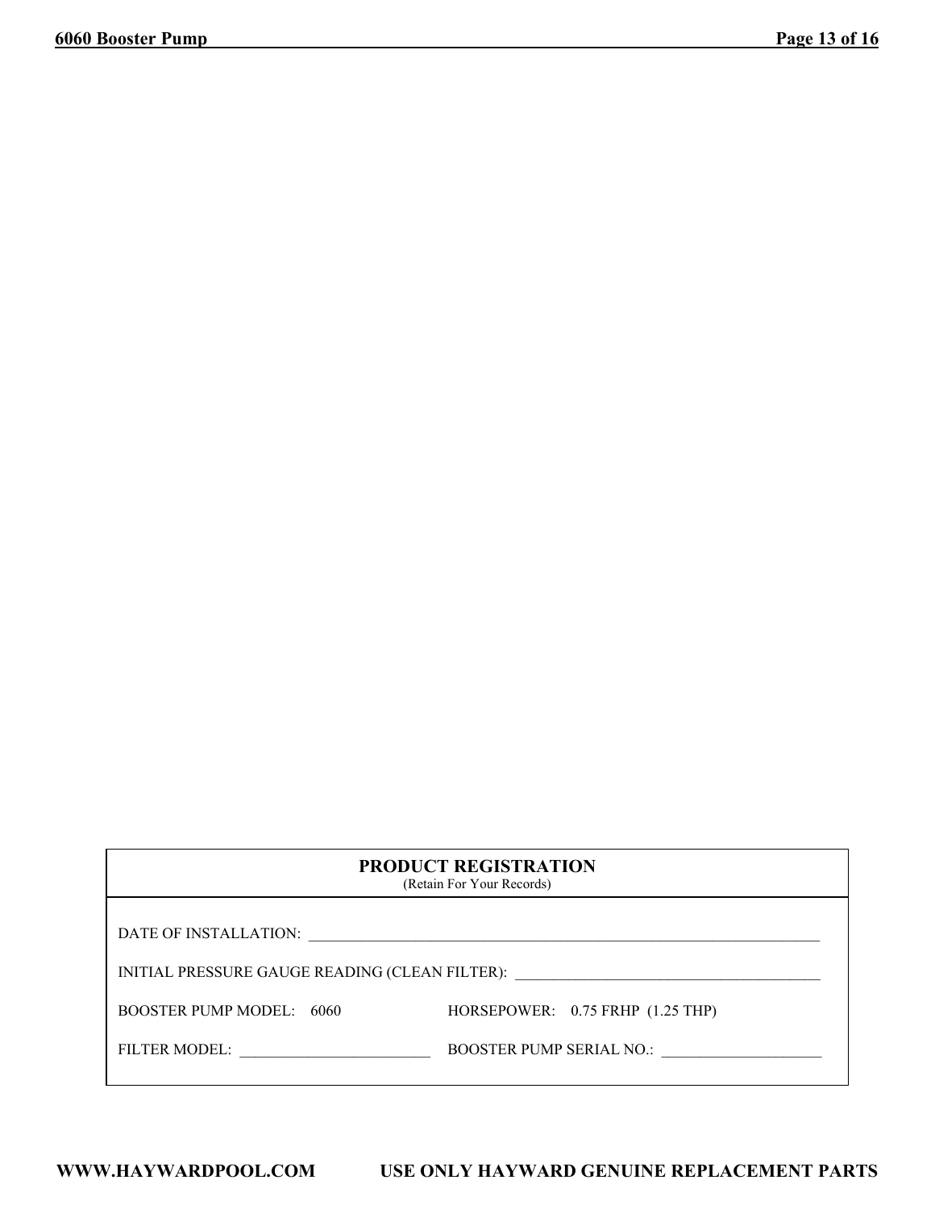## PRODUCT REGISTRATION

(Retain For Your Records)

DATE OF INSTALLATION: ______________________________________________________________________

INITIAL PRESSURE GAUGE READING (CLEAN FILTER): ________________________________________

BOOSTER PUMP MODEL: 6060 HORSEPOWER: 0.75 FRHP (1.25 THP)

FILTER MODEL: _________________________ BOOSTER PUMP SERIAL NO.: _____________________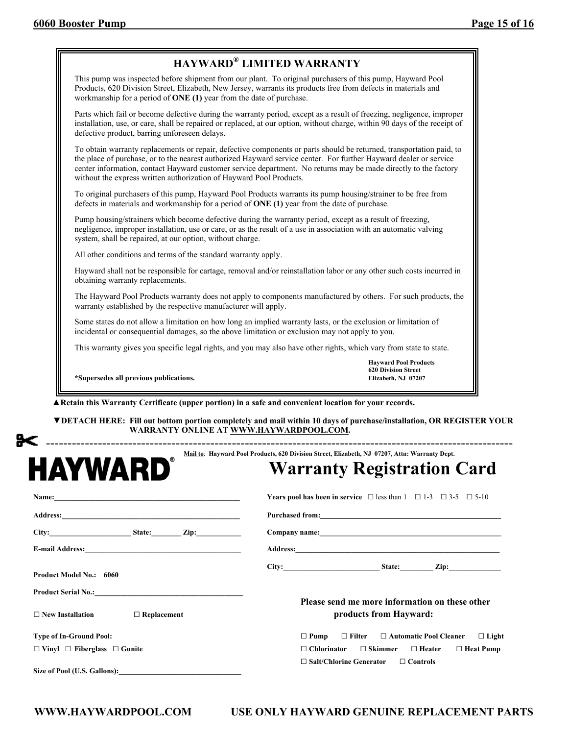## HAYWARD® LIMITED WARRANTY

This pump was inspected before shipment from our plant. To original purchasers of this pump, Hayward Pool Products, 620 Division Street, Elizabeth, New Jersey, warrants its products free from defects in materials and workmanship for a period of **ONE (1)** year from the date of purchase.

Parts which fail or become defective during the warranty period, except as a result of freezing, negligence, improper installation, use, or care, shall be repaired or replaced, at our option, without charge, within 90 days of the receipt of defective product, barring unforeseen delays.

To obtain warranty replacements or repair, defective components or parts should be returned, transportation paid, to the place of purchase, or to the nearest authorized Hayward service center. For further Hayward dealer or service center information, contact Hayward customer service department. No returns may be made directly to the factory without the express written authorization of Hayward Pool Products.

To original purchasers of this pump, Hayward Pool Products warrants its pump housing/strainer to be free from defects in materials and workmanship for a period of **ONE (1)** year from the date of purchase.

Pump housing/strainers which become defective during the warranty period, except as a result of freezing, negligence, improper installation, use or care, or as the result of a use in association with an automatic valving system, shall be repaired, at our option, without charge.

All other conditions and terms of the standard warranty apply.

Hayward shall not be responsible for cartage, removal and/or reinstallation labor or any other such costs incurred in obtaining warranty replacements.

The Hayward Pool Products warranty does not apply to components manufactured by others. For such products, the warranty established by the respective manufacturer will apply.

Some states do not allow a limitation on how long an implied warranty lasts, or the exclusion or limitation of incidental or consequential damages, so the above limitation or exclusion may not apply to you.

This warranty gives you specific legal rights, and you may also have other rights, which vary from state to state.

**\*Supersedes all previous publications.**

**Hayward Pool Products**
**620 Division Street**
**Elizabeth, NJ 07207**

**▲Retain this Warranty Certificate (upper portion) in a safe and convenient location for your records.**

**▼DETACH HERE: Fill out bottom portion completely and mail within 10 days of purchase/installation, OR REGISTER YOUR WARRANTY ONLINE AT WWW.HAYWARDPOOL.COM.**

---

**Mail to: Hayward Pool Products, 620 Division Street, Elizabeth, NJ 07207, Attn: Warranty Dept.**

# HAYWARD® Warranty Registration Card

**Name:**\_\_\_\_\_\_\_\_\_\_\_\_\_\_\_\_\_\_\_\_\_\_\_\_\_\_\_\_\_\_\_\_\_\_\_\_\_\_\_

**Address:**\_\_\_\_\_\_\_\_\_\_\_\_\_\_\_\_\_\_\_\_\_\_\_\_\_\_\_\_\_\_\_\_\_\_\_\_\_\_\_

**City:**\_\_\_\_\_\_\_\_\_\_\_\_\_\_\_\_\_\_ **State:**\_\_\_\_\_\_\_ **Zip:**\_\_\_\_\_\_\_\_\_\_

**E-mail Address:**\_\_\_\_\_\_\_\_\_\_\_\_\_\_\_\_\_\_\_\_\_\_\_\_\_\_\_\_\_\_\_\_\_\_

**Product Model No.: 6060**

**Product Serial No.:**\_\_\_\_\_\_\_\_\_\_\_\_\_\_\_\_\_\_\_\_\_\_\_\_\_\_\_\_\_\_\_\_

☐ **New Installation** ☐ **Replacement**

**Type of In-Ground Pool:**

☐ **Vinyl** ☐ **Fiberglass** ☐ **Gunite**

**Size of Pool (U.S. Gallons):**\_\_\_\_\_\_\_\_\_\_\_\_\_\_\_\_\_\_\_\_\_\_\_\_\_\_

**Years pool has been in service** ☐ less than 1 ☐ 1-3 ☐ 3-5 ☐ 5-10

**Purchased from:**\_\_\_\_\_\_\_\_\_\_\_\_\_\_\_\_\_\_\_\_\_\_\_\_\_\_\_\_\_\_\_\_\_\_\_\_\_\_\_

**Company name:**\_\_\_\_\_\_\_\_\_\_\_\_\_\_\_\_\_\_\_\_\_\_\_\_\_\_\_\_\_\_\_\_\_\_\_\_\_\_

**Address:**\_\_\_\_\_\_\_\_\_\_\_\_\_\_\_\_\_\_\_\_\_\_\_\_\_\_\_\_\_\_\_\_\_\_\_\_\_\_\_\_\_\_

**City:**\_\_\_\_\_\_\_\_\_\_\_\_\_\_\_\_\_\_\_\_ **State:**\_\_\_\_\_\_\_ **Zip:**\_\_\_\_\_\_\_\_\_\_\_

**Please send me more information on these other products from Hayward:**

☐ **Pump** ☐ **Filter** ☐ **Automatic Pool Cleaner** ☐ **Light**

☐ **Chlorinator** ☐ **Skimmer** ☐ **Heater** ☐ **Heat Pump**

☐ **Salt/Chlorine Generator** ☐ **Controls**

**WWW.HAYWARDPOOL.COM USE ONLY HAYWARD GENUINE REPLACEMENT PARTS**